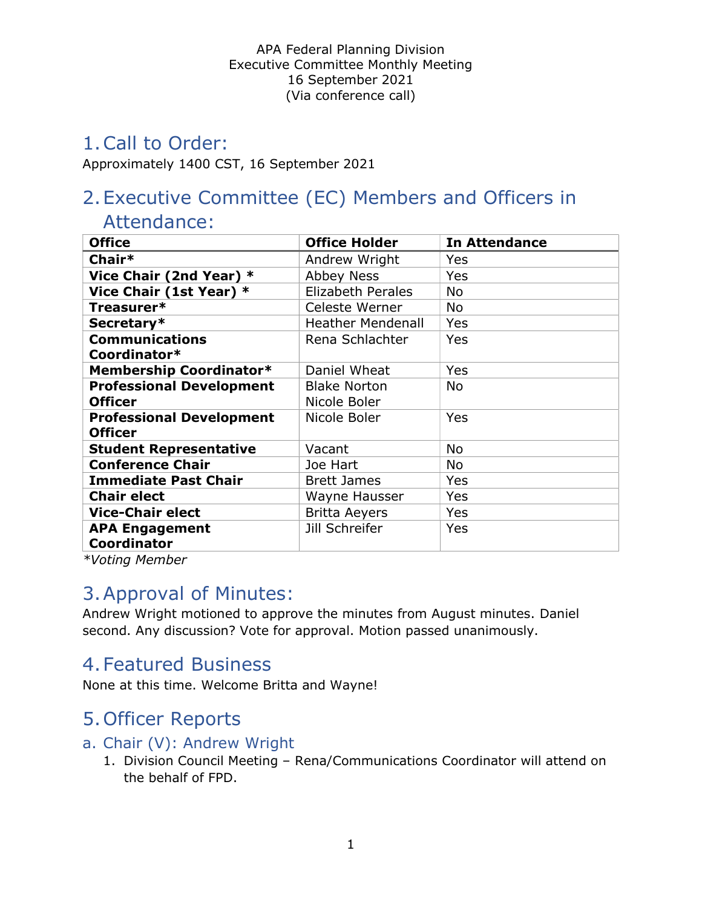APA Federal Planning Division
Executive Committee Monthly Meeting
16 September 2021
(Via conference call)

## 1. Call to Order:

Approximately 1400 CST, 16 September 2021

## 2. Executive Committee (EC) Members and Officers in Attendance:

| Office | Office Holder | In Attendance |
|---|---|---|
| **Chair*** | Andrew Wright | Yes |
| **Vice Chair (2nd Year) *** | Abbey Ness | Yes |
| **Vice Chair (1st Year) *** | Elizabeth Perales | No |
| **Treasurer*** | Celeste Werner | No |
| **Secretary*** | Heather Mendenall | Yes |
| **Communications Coordinator*** | Rena Schlachter | Yes |
| **Membership Coordinator*** | Daniel Wheat | Yes |
| **Professional Development Officer** | Blake Norton Nicole Boler | No |
| **Professional Development Officer** | Nicole Boler | Yes |
| **Student Representative** | Vacant | No |
| **Conference Chair** | Joe Hart | No |
| **Immediate Past Chair** | Brett James | Yes |
| **Chair elect** | Wayne Hausser | Yes |
| **Vice-Chair elect** | Britta Aeyers | Yes |
| **APA Engagement Coordinator** | Jill Schreifer | Yes |

*\*Voting Member*

## 3. Approval of Minutes:

Andrew Wright motioned to approve the minutes from August minutes. Daniel second. Any discussion? Vote for approval. Motion passed unanimously.

## 4. Featured Business

None at this time. Welcome Britta and Wayne!

## 5. Officer Reports

### a. Chair (V): Andrew Wright

1. Division Council Meeting – Rena/Communications Coordinator will attend on the behalf of FPD.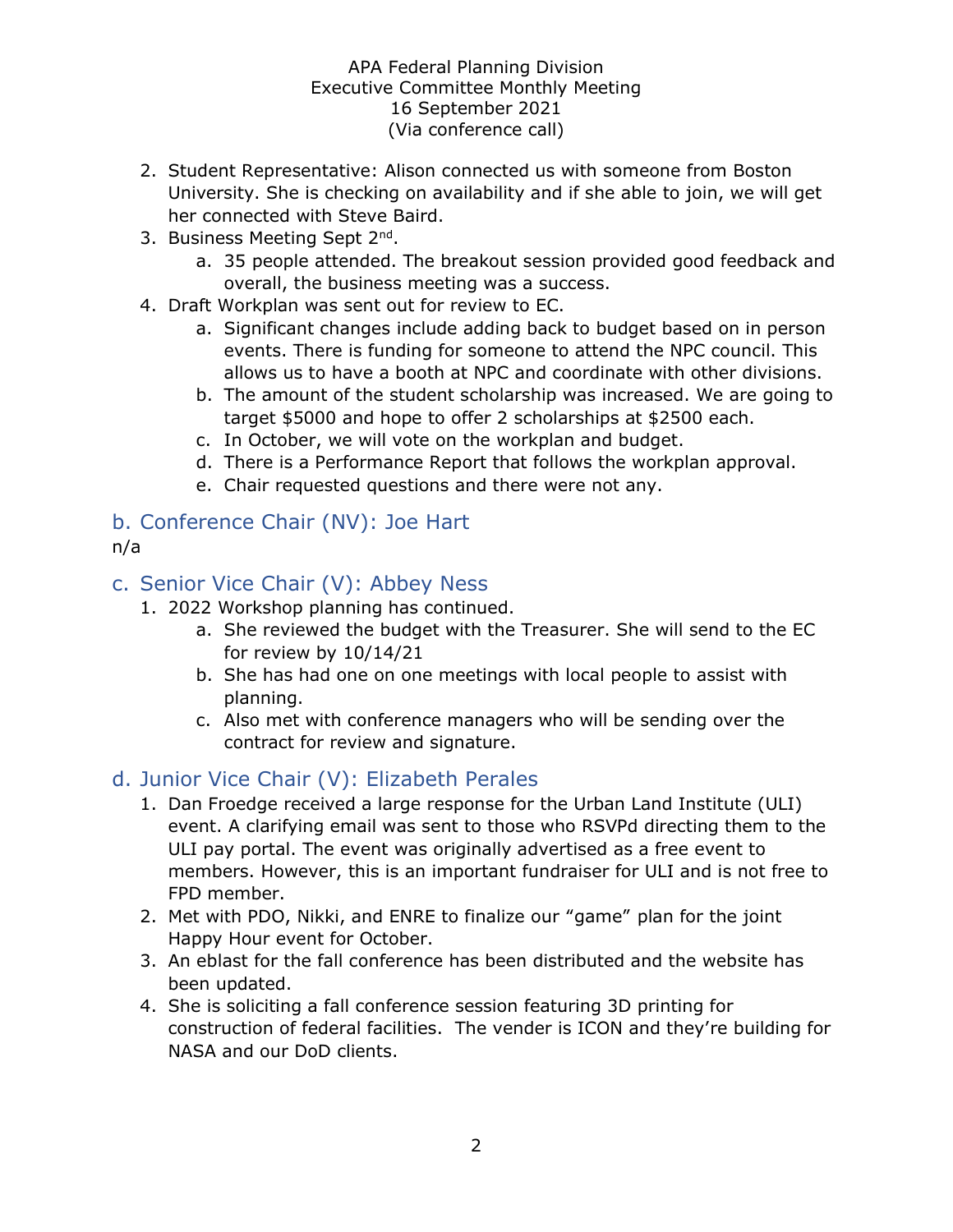2. Student Representative: Alison connected us with someone from Boston University. She is checking on availability and if she able to join, we will get her connected with Steve Baird.
3. Business Meeting Sept 2nd.
   a. 35 people attended. The breakout session provided good feedback and overall, the business meeting was a success.
4. Draft Workplan was sent out for review to EC.
   a. Significant changes include adding back to budget based on in person events. There is funding for someone to attend the NPC council. This allows us to have a booth at NPC and coordinate with other divisions.
   b. The amount of the student scholarship was increased. We are going to target $5000 and hope to offer 2 scholarships at $2500 each.
   c. In October, we will vote on the workplan and budget.
   d. There is a Performance Report that follows the workplan approval.
   e. Chair requested questions and there were not any.

## b. Conference Chair (NV): Joe Hart

n/a

## c. Senior Vice Chair (V): Abbey Ness

1. 2022 Workshop planning has continued.
   a. She reviewed the budget with the Treasurer. She will send to the EC for review by 10/14/21
   b. She has had one on one meetings with local people to assist with planning.
   c. Also met with conference managers who will be sending over the contract for review and signature.

## d. Junior Vice Chair (V): Elizabeth Perales

1. Dan Froedge received a large response for the Urban Land Institute (ULI) event. A clarifying email was sent to those who RSVPd directing them to the ULI pay portal. The event was originally advertised as a free event to members. However, this is an important fundraiser for ULI and is not free to FPD member.
2. Met with PDO, Nikki, and ENRE to finalize our "game" plan for the joint Happy Hour event for October.
3. An eblast for the fall conference has been distributed and the website has been updated.
4. She is soliciting a fall conference session featuring 3D printing for construction of federal facilities. The vender is ICON and they're building for NASA and our DoD clients.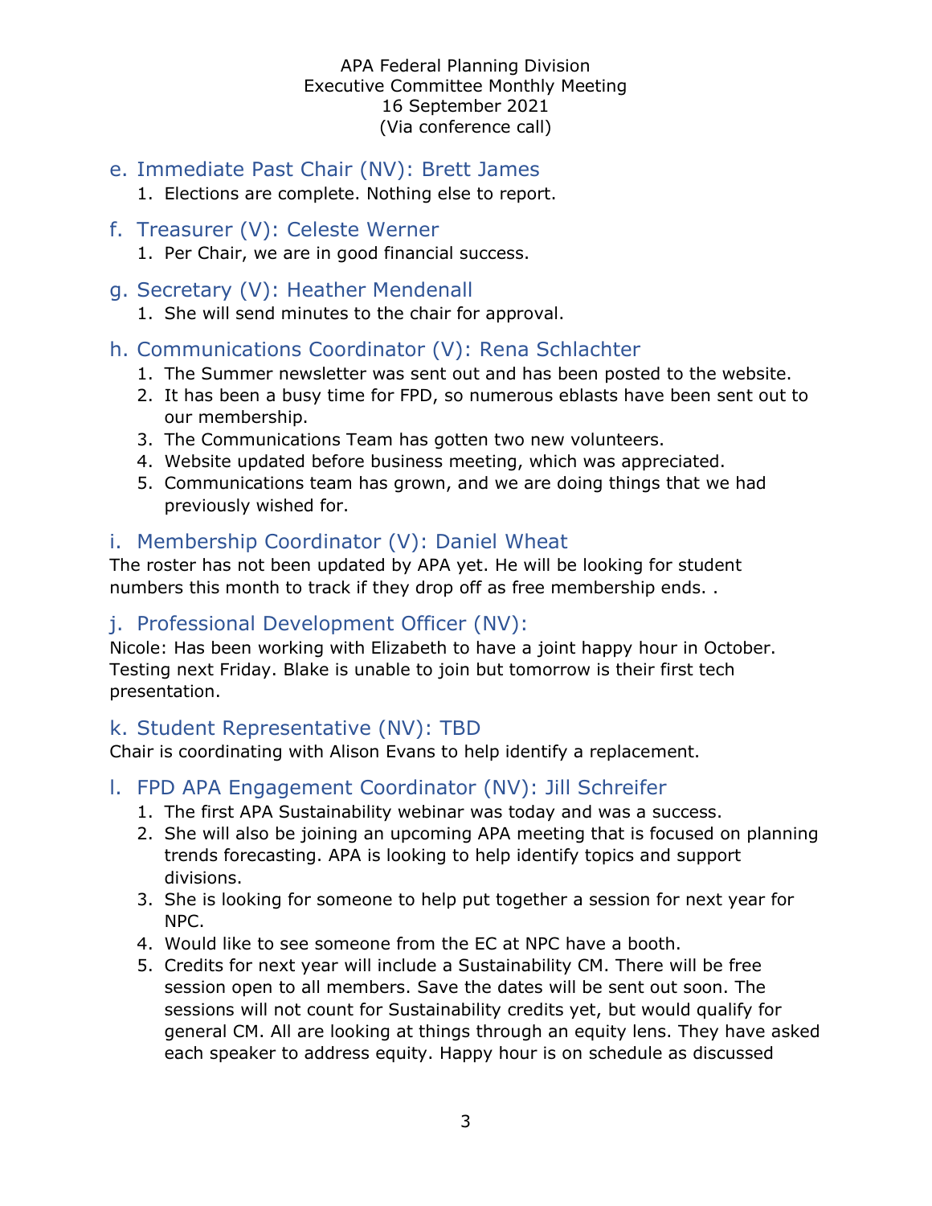APA Federal Planning Division
Executive Committee Monthly Meeting
16 September 2021
(Via conference call)

## e. Immediate Past Chair (NV): Brett James

1. Elections are complete. Nothing else to report.

## f. Treasurer (V): Celeste Werner

1. Per Chair, we are in good financial success.

## g. Secretary (V): Heather Mendenall

1. She will send minutes to the chair for approval.

## h. Communications Coordinator (V): Rena Schlachter

1. The Summer newsletter was sent out and has been posted to the website.
2. It has been a busy time for FPD, so numerous eblasts have been sent out to our membership.
3. The Communications Team has gotten two new volunteers.
4. Website updated before business meeting, which was appreciated.
5. Communications team has grown, and we are doing things that we had previously wished for.

## i. Membership Coordinator (V): Daniel Wheat

The roster has not been updated by APA yet. He will be looking for student numbers this month to track if they drop off as free membership ends. .

## j. Professional Development Officer (NV):

Nicole: Has been working with Elizabeth to have a joint happy hour in October. Testing next Friday. Blake is unable to join but tomorrow is their first tech presentation.

## k. Student Representative (NV): TBD

Chair is coordinating with Alison Evans to help identify a replacement.

## l. FPD APA Engagement Coordinator (NV): Jill Schreifer

1. The first APA Sustainability webinar was today and was a success.
2. She will also be joining an upcoming APA meeting that is focused on planning trends forecasting. APA is looking to help identify topics and support divisions.
3. She is looking for someone to help put together a session for next year for NPC.
4. Would like to see someone from the EC at NPC have a booth.
5. Credits for next year will include a Sustainability CM. There will be free session open to all members. Save the dates will be sent out soon. The sessions will not count for Sustainability credits yet, but would qualify for general CM. All are looking at things through an equity lens. They have asked each speaker to address equity. Happy hour is on schedule as discussed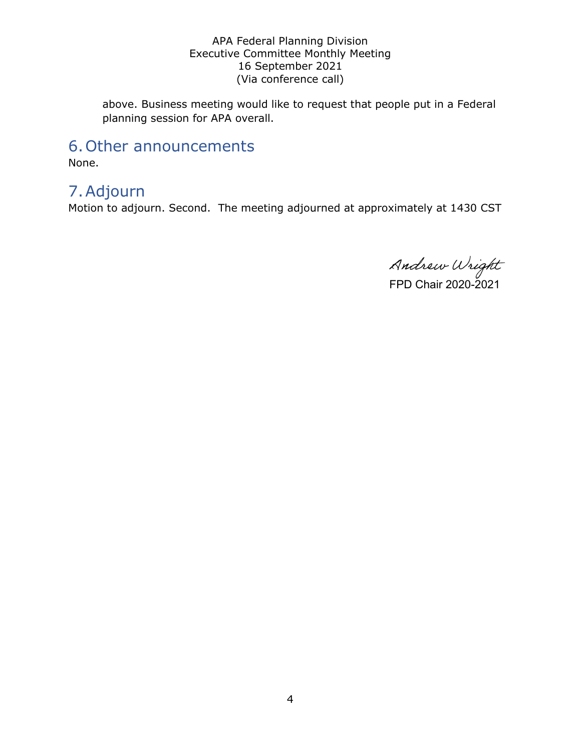above. Business meeting would like to request that people put in a Federal planning session for APA overall.

## 6. Other announcements

None.

## 7. Adjourn

Motion to adjourn. Second. The meeting adjourned at approximately at 1430 CST

Andrew Wright
FPD Chair 2020-2021